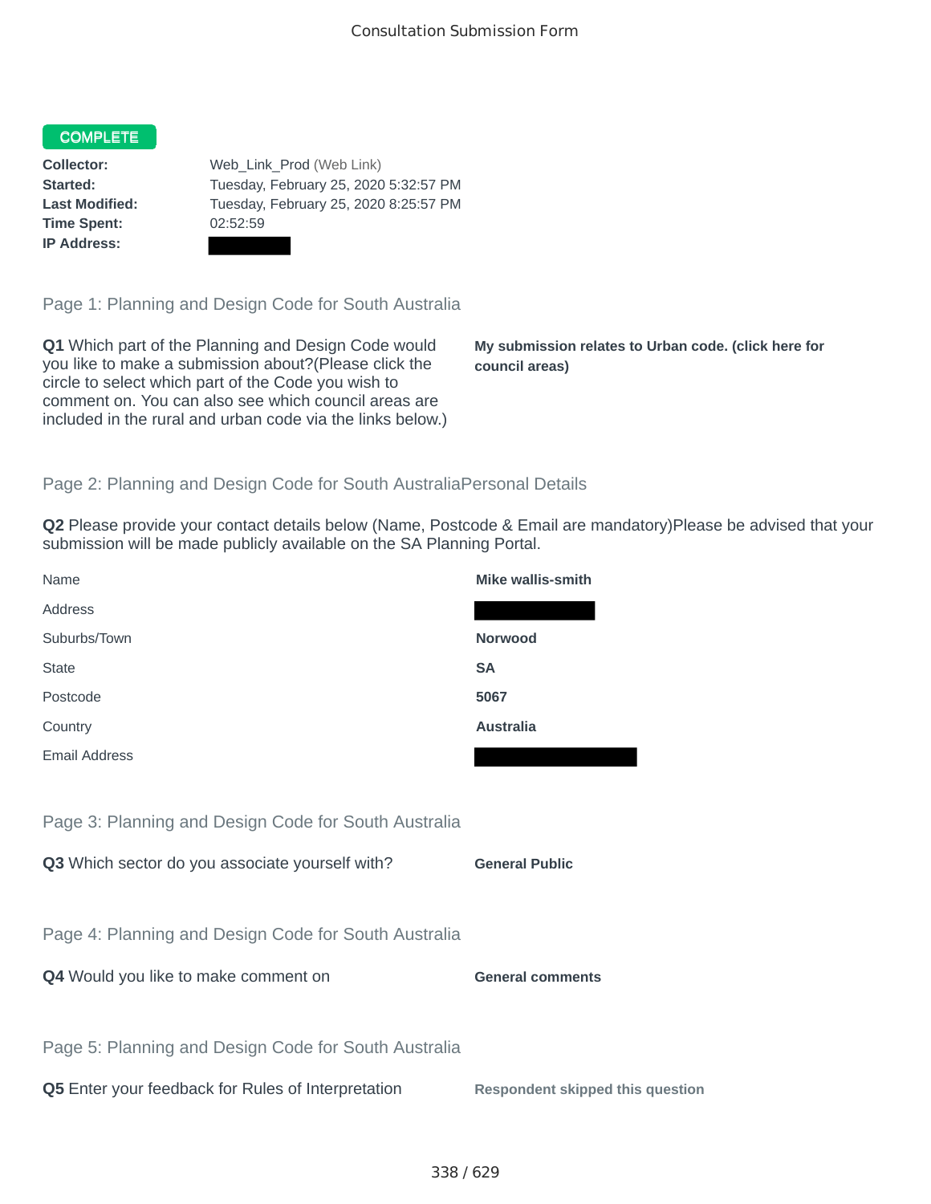# Consultation Submission Form

**COMPLETE**

**Collector:** Web_Link_Prod (Web Link)
**Started:** Tuesday, February 25, 2020 5:32:57 PM
**Last Modified:** Tuesday, February 25, 2020 8:25:57 PM
**Time Spent:** 02:52:59
**IP Address:**

## Page 1: Planning and Design Code for South Australia

**Q1** Which part of the Planning and Design Code would you like to make a submission about?(Please click the circle to select which part of the Code you wish to comment on. You can also see which council areas are included in the rural and urban code via the links below.)

**My submission relates to Urban code. (click here for council areas)**

## Page 2: Planning and Design Code for South AustraliaPersonal Details

**Q2** Please provide your contact details below (Name, Postcode & Email are mandatory)Please be advised that your submission will be made publicly available on the SA Planning Portal.

| | |
|---|---|
| Name | **Mike wallis-smith** |
| Address | |
| Suburbs/Town | **Norwood** |
| State | **SA** |
| Postcode | **5067** |
| Country | **Australia** |
| Email Address | |

## Page 3: Planning and Design Code for South Australia

**Q3** Which sector do you associate yourself with?

**General Public**

## Page 4: Planning and Design Code for South Australia

**Q4** Would you like to make comment on

**General comments**

## Page 5: Planning and Design Code for South Australia

**Q5** Enter your feedback for Rules of Interpretation

**Respondent skipped this question**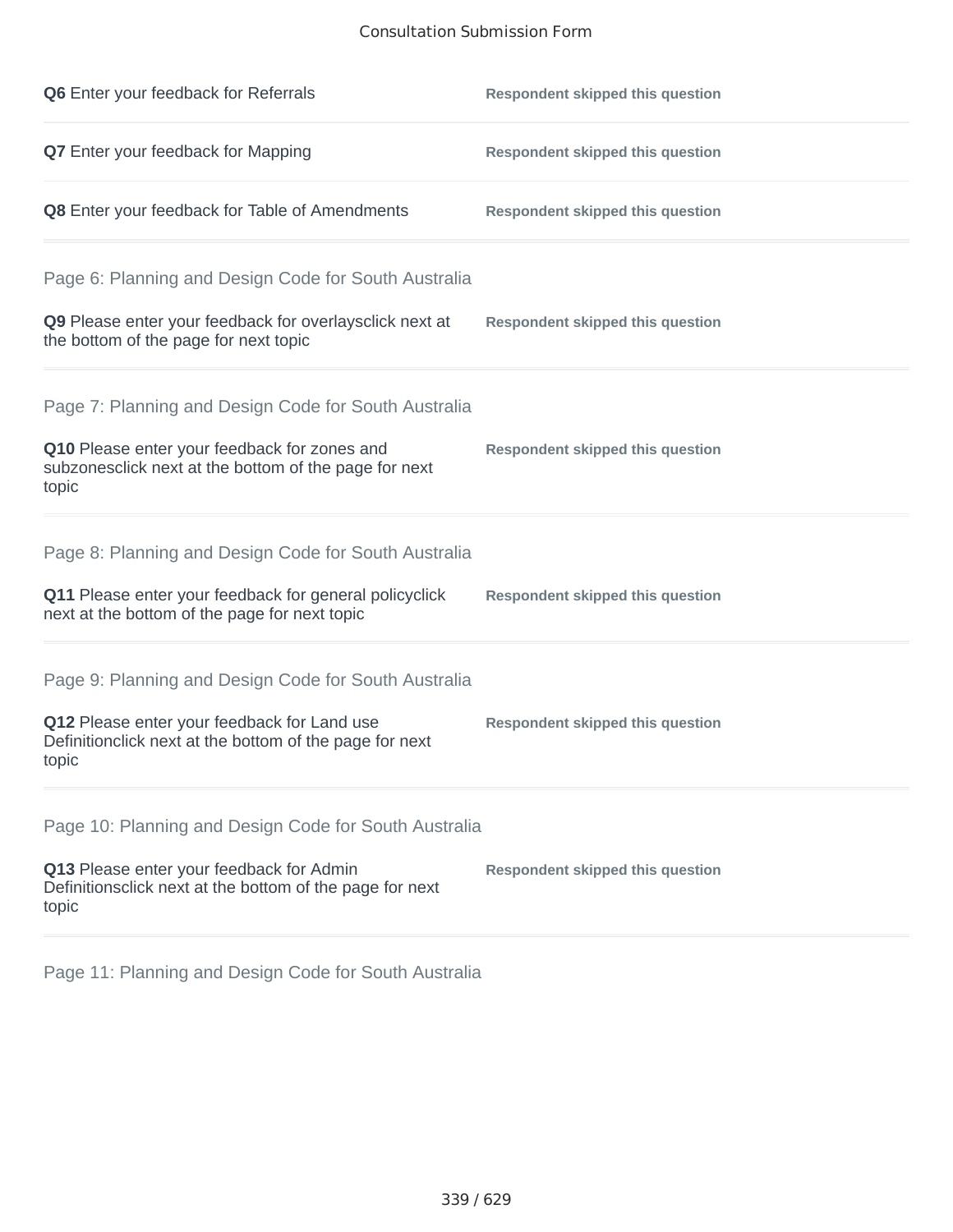**Q6** Enter your feedback for Referrals — **Respondent skipped this question**

**Q7** Enter your feedback for Mapping — **Respondent skipped this question**

**Q8** Enter your feedback for Table of Amendments — **Respondent skipped this question**

## Page 6: Planning and Design Code for South Australia

**Q9** Please enter your feedback for overlaysclick next at the bottom of the page for next topic — **Respondent skipped this question**

## Page 7: Planning and Design Code for South Australia

**Q10** Please enter your feedback for zones and subzonesclick next at the bottom of the page for next topic — **Respondent skipped this question**

## Page 8: Planning and Design Code for South Australia

**Q11** Please enter your feedback for general policyclick next at the bottom of the page for next topic — **Respondent skipped this question**

## Page 9: Planning and Design Code for South Australia

**Q12** Please enter your feedback for Land use Definitionclick next at the bottom of the page for next topic — **Respondent skipped this question**

## Page 10: Planning and Design Code for South Australia

**Q13** Please enter your feedback for Admin Definitionsclick next at the bottom of the page for next topic — **Respondent skipped this question**

## Page 11: Planning and Design Code for South Australia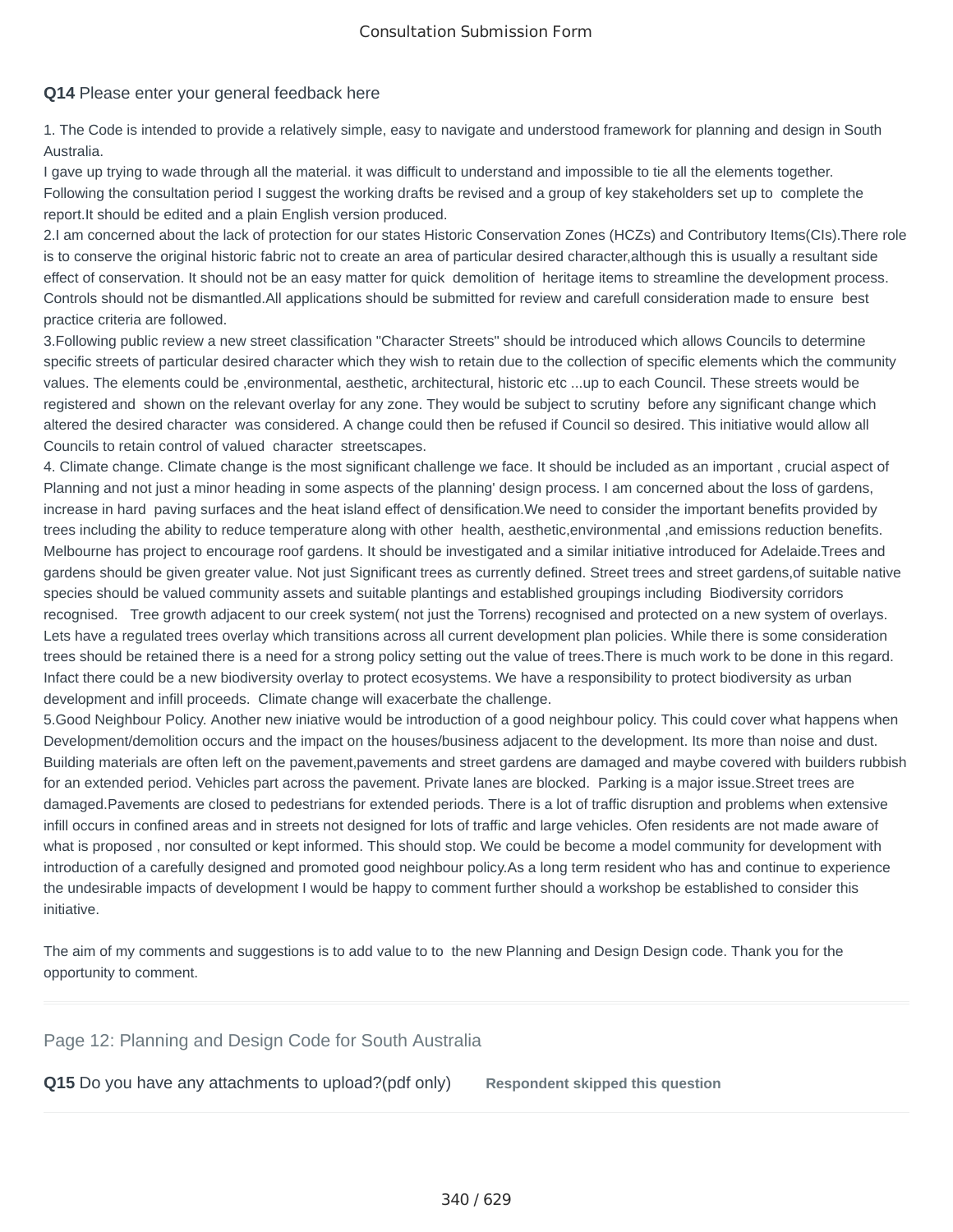**Q14** Please enter your general feedback here

1. The Code is intended to provide a relatively simple, easy to navigate and understood framework for planning and design in South Australia.
I gave up trying to wade through all the material. it was difficult to understand and impossible to tie all the elements together. Following the consultation period I suggest the working drafts be revised and a group of key stakeholders set up to complete the report.It should be edited and a plain English version produced.
2.I am concerned about the lack of protection for our states Historic Conservation Zones (HCZs) and Contributory Items(CIs).There role is to conserve the original historic fabric not to create an area of particular desired character,although this is usually a resultant side effect of conservation. It should not be an easy matter for quick demolition of heritage items to streamline the development process. Controls should not be dismantled.All applications should be submitted for review and carefull consideration made to ensure best practice criteria are followed.
3.Following public review a new street classification "Character Streets" should be introduced which allows Councils to determine specific streets of particular desired character which they wish to retain due to the collection of specific elements which the community values. The elements could be ,environmental, aesthetic, architectural, historic etc ...up to each Council. These streets would be registered and shown on the relevant overlay for any zone. They would be subject to scrutiny before any significant change which altered the desired character was considered. A change could then be refused if Council so desired. This initiative would allow all Councils to retain control of valued character streetscapes.
4. Climate change. Climate change is the most significant challenge we face. It should be included as an important , crucial aspect of Planning and not just a minor heading in some aspects of the planning' design process. I am concerned about the loss of gardens, increase in hard paving surfaces and the heat island effect of densification.We need to consider the important benefits provided by trees including the ability to reduce temperature along with other health, aesthetic,environmental ,and emissions reduction benefits. Melbourne has project to encourage roof gardens. It should be investigated and a similar initiative introduced for Adelaide.Trees and gardens should be given greater value. Not just Significant trees as currently defined. Street trees and street gardens,of suitable native species should be valued community assets and suitable plantings and established groupings including Biodiversity corridors recognised. Tree growth adjacent to our creek system( not just the Torrens) recognised and protected on a new system of overlays. Lets have a regulated trees overlay which transitions across all current development plan policies. While there is some consideration trees should be retained there is a need for a strong policy setting out the value of trees.There is much work to be done in this regard. Infact there could be a new biodiversity overlay to protect ecosystems. We have a responsibility to protect biodiversity as urban development and infill proceeds. Climate change will exacerbate the challenge.
5.Good Neighbour Policy. Another new iniative would be introduction of a good neighbour policy. This could cover what happens when Development/demolition occurs and the impact on the houses/business adjacent to the development. Its more than noise and dust. Building materials are often left on the pavement,pavements and street gardens are damaged and maybe covered with builders rubbish for an extended period. Vehicles part across the pavement. Private lanes are blocked. Parking is a major issue.Street trees are damaged.Pavements are closed to pedestrians for extended periods. There is a lot of traffic disruption and problems when extensive infill occurs in confined areas and in streets not designed for lots of traffic and large vehicles. Ofen residents are not made aware of what is proposed , nor consulted or kept informed. This should stop. We could be become a model community for development with introduction of a carefully designed and promoted good neighbour policy.As a long term resident who has and continue to experience the undesirable impacts of development I would be happy to comment further should a workshop be established to consider this initiative.

The aim of my comments and suggestions is to add value to to the new Planning and Design Design code. Thank you for the opportunity to comment.

---

## Page 12: Planning and Design Code for South Australia

**Q15** Do you have any attachments to upload?(pdf only) **Respondent skipped this question**